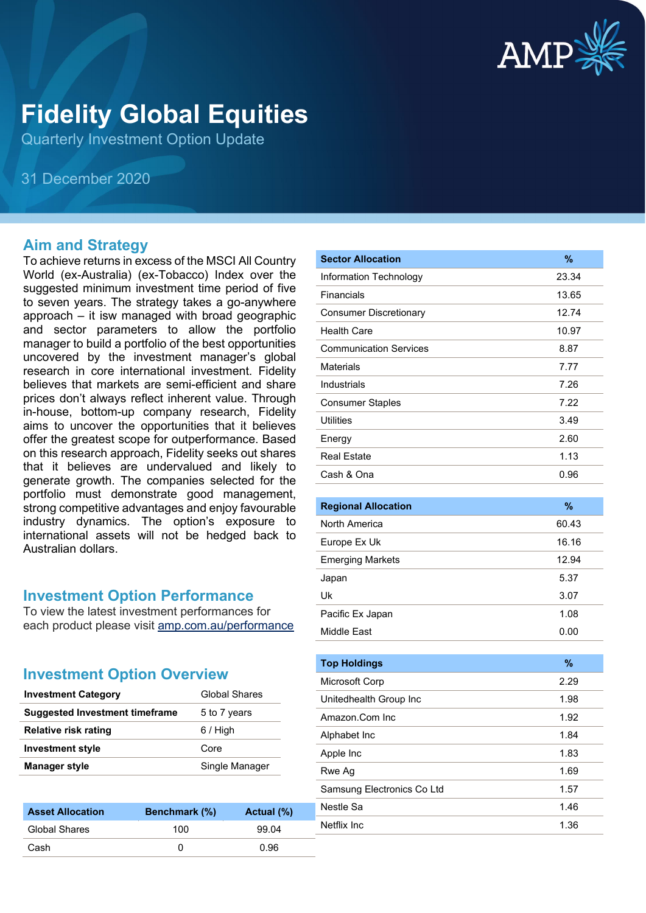# Fidelity Global Equities

Quarterly Investment Option Update

31 December 2020

## Aim and Strategy

To achieve returns in excess of the MSCI All Country World (ex-Australia) (ex-Tobacco) Index over the suggested minimum investment time period of five to seven years. The strategy takes a go-anywhere approach – it isw managed with broad geographic and sector parameters to allow the portfolio manager to build a portfolio of the best opportunities uncovered by the investment manager's global research in core international investment. Fidelity believes that markets are semi-efficient and share prices don't always reflect inherent value. Through in-house, bottom-up company research, Fidelity aims to uncover the opportunities that it believes offer the greatest scope for outperformance. Based on this research approach, Fidelity seeks out shares that it believes are undervalued and likely to generate growth. The companies selected for the portfolio must demonstrate good management, strong competitive advantages and enjoy favourable industry dynamics. The option's exposure to international assets will not be hedged back to Australian dollars.

## Investment Option Performance

To view the latest investment performances for each product please visit amp.com.au/performance

## Investment Option Overview

| | |
|---|---|
| **Investment Category** | Global Shares |
| **Suggested Investment timeframe** | 5 to 7 years |
| **Relative risk rating** | 6 / High |
| **Investment style** | Core |
| **Manager style** | Single Manager |

| Asset Allocation | Benchmark (%) | Actual (%) |
|---|---|---|
| Global Shares | 100 | 99.04 |
| Cash | 0 | 0.96 |

| Sector Allocation | % |
|---|---|
| Information Technology | 23.34 |
| Financials | 13.65 |
| Consumer Discretionary | 12.74 |
| Health Care | 10.97 |
| Communication Services | 8.87 |
| Materials | 7.77 |
| Industrials | 7.26 |
| Consumer Staples | 7.22 |
| Utilities | 3.49 |
| Energy | 2.60 |
| Real Estate | 1.13 |
| Cash & Ona | 0.96 |

| Regional Allocation | % |
|---|---|
| North America | 60.43 |
| Europe Ex Uk | 16.16 |
| Emerging Markets | 12.94 |
| Japan | 5.37 |
| Uk | 3.07 |
| Pacific Ex Japan | 1.08 |
| Middle East | 0.00 |

| Top Holdings | % |
|---|---|
| Microsoft Corp | 2.29 |
| Unitedhealth Group Inc | 1.98 |
| Amazon.Com Inc | 1.92 |
| Alphabet Inc | 1.84 |
| Apple Inc | 1.83 |
| Rwe Ag | 1.69 |
| Samsung Electronics Co Ltd | 1.57 |
| Nestle Sa | 1.46 |
| Netflix Inc | 1.36 |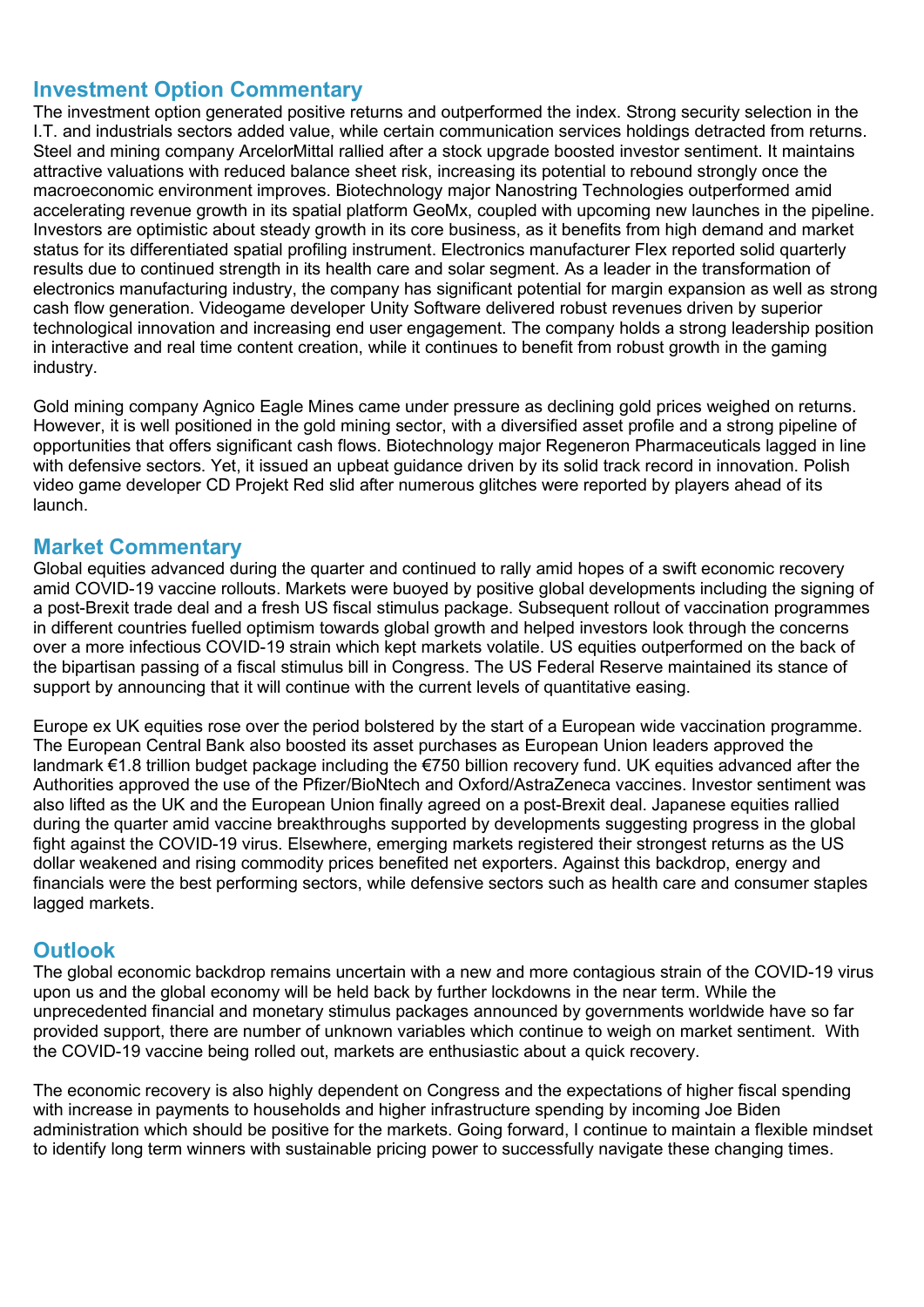## Investment Option Commentary

The investment option generated positive returns and outperformed the index. Strong security selection in the I.T. and industrials sectors added value, while certain communication services holdings detracted from returns. Steel and mining company ArcelorMittal rallied after a stock upgrade boosted investor sentiment. It maintains attractive valuations with reduced balance sheet risk, increasing its potential to rebound strongly once the macroeconomic environment improves. Biotechnology major Nanostring Technologies outperformed amid accelerating revenue growth in its spatial platform GeoMx, coupled with upcoming new launches in the pipeline. Investors are optimistic about steady growth in its core business, as it benefits from high demand and market status for its differentiated spatial profiling instrument. Electronics manufacturer Flex reported solid quarterly results due to continued strength in its health care and solar segment. As a leader in the transformation of electronics manufacturing industry, the company has significant potential for margin expansion as well as strong cash flow generation. Videogame developer Unity Software delivered robust revenues driven by superior technological innovation and increasing end user engagement. The company holds a strong leadership position in interactive and real time content creation, while it continues to benefit from robust growth in the gaming industry.

Gold mining company Agnico Eagle Mines came under pressure as declining gold prices weighed on returns. However, it is well positioned in the gold mining sector, with a diversified asset profile and a strong pipeline of opportunities that offers significant cash flows. Biotechnology major Regeneron Pharmaceuticals lagged in line with defensive sectors. Yet, it issued an upbeat guidance driven by its solid track record in innovation. Polish video game developer CD Projekt Red slid after numerous glitches were reported by players ahead of its launch.

## Market Commentary

Global equities advanced during the quarter and continued to rally amid hopes of a swift economic recovery amid COVID-19 vaccine rollouts. Markets were buoyed by positive global developments including the signing of a post-Brexit trade deal and a fresh US fiscal stimulus package. Subsequent rollout of vaccination programmes in different countries fuelled optimism towards global growth and helped investors look through the concerns over a more infectious COVID-19 strain which kept markets volatile. US equities outperformed on the back of the bipartisan passing of a fiscal stimulus bill in Congress. The US Federal Reserve maintained its stance of support by announcing that it will continue with the current levels of quantitative easing.

Europe ex UK equities rose over the period bolstered by the start of a European wide vaccination programme. The European Central Bank also boosted its asset purchases as European Union leaders approved the landmark €1.8 trillion budget package including the €750 billion recovery fund. UK equities advanced after the Authorities approved the use of the Pfizer/BioNtech and Oxford/AstraZeneca vaccines. Investor sentiment was also lifted as the UK and the European Union finally agreed on a post-Brexit deal. Japanese equities rallied during the quarter amid vaccine breakthroughs supported by developments suggesting progress in the global fight against the COVID-19 virus. Elsewhere, emerging markets registered their strongest returns as the US dollar weakened and rising commodity prices benefited net exporters. Against this backdrop, energy and financials were the best performing sectors, while defensive sectors such as health care and consumer staples lagged markets.

## Outlook

The global economic backdrop remains uncertain with a new and more contagious strain of the COVID-19 virus upon us and the global economy will be held back by further lockdowns in the near term. While the unprecedented financial and monetary stimulus packages announced by governments worldwide have so far provided support, there are number of unknown variables which continue to weigh on market sentiment. With the COVID-19 vaccine being rolled out, markets are enthusiastic about a quick recovery.

The economic recovery is also highly dependent on Congress and the expectations of higher fiscal spending with increase in payments to households and higher infrastructure spending by incoming Joe Biden administration which should be positive for the markets. Going forward, I continue to maintain a flexible mindset to identify long term winners with sustainable pricing power to successfully navigate these changing times.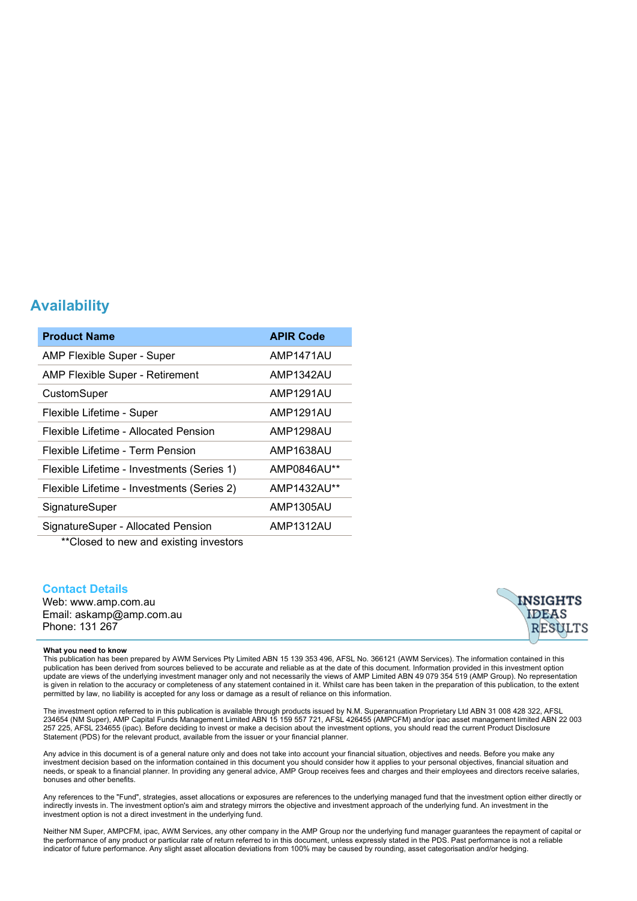## Availability

| Product Name | APIR Code |
|---|---|
| AMP Flexible Super - Super | AMP1471AU |
| AMP Flexible Super - Retirement | AMP1342AU |
| CustomSuper | AMP1291AU |
| Flexible Lifetime - Super | AMP1291AU |
| Flexible Lifetime - Allocated Pension | AMP1298AU |
| Flexible Lifetime - Term Pension | AMP1638AU |
| Flexible Lifetime - Investments (Series 1) | AMP0846AU** |
| Flexible Lifetime - Investments (Series 2) | AMP1432AU** |
| SignatureSuper | AMP1305AU |
| SignatureSuper - Allocated Pension | AMP1312AU |

**Closed to new and existing investors

### Contact Details

Web: www.amp.com.au
Email: askamp@amp.com.au
Phone: 131 267

INSIGHTS
IDEAS
RESULTS

**What you need to know**

This publication has been prepared by AWM Services Pty Limited ABN 15 139 353 496, AFSL No. 366121 (AWM Services). The information contained in this publication has been derived from sources believed to be accurate and reliable as at the date of this document. Information provided in this investment option update are views of the underlying investment manager only and not necessarily the views of AMP Limited ABN 49 079 354 519 (AMP Group). No representation is given in relation to the accuracy or completeness of any statement contained in it. Whilst care has been taken in the preparation of this publication, to the extent permitted by law, no liability is accepted for any loss or damage as a result of reliance on this information.

The investment option referred to in this publication is available through products issued by N.M. Superannuation Proprietary Ltd ABN 31 008 428 322, AFSL 234654 (NM Super), AMP Capital Funds Management Limited ABN 15 159 557 721, AFSL 426455 (AMPCFM) and/or ipac asset management limited ABN 22 003 257 225, AFSL 234655 (ipac). Before deciding to invest or make a decision about the investment options, you should read the current Product Disclosure Statement (PDS) for the relevant product, available from the issuer or your financial planner.

Any advice in this document is of a general nature only and does not take into account your financial situation, objectives and needs. Before you make any investment decision based on the information contained in this document you should consider how it applies to your personal objectives, financial situation and needs, or speak to a financial planner. In providing any general advice, AMP Group receives fees and charges and their employees and directors receive salaries, bonuses and other benefits.

Any references to the "Fund", strategies, asset allocations or exposures are references to the underlying managed fund that the investment option either directly or indirectly invests in. The investment option's aim and strategy mirrors the objective and investment approach of the underlying fund. An investment in the investment option is not a direct investment in the underlying fund.

Neither NM Super, AMPCFM, ipac, AWM Services, any other company in the AMP Group nor the underlying fund manager guarantees the repayment of capital or the performance of any product or particular rate of return referred to in this document, unless expressly stated in the PDS. Past performance is not a reliable indicator of future performance. Any slight asset allocation deviations from 100% may be caused by rounding, asset categorisation and/or hedging.